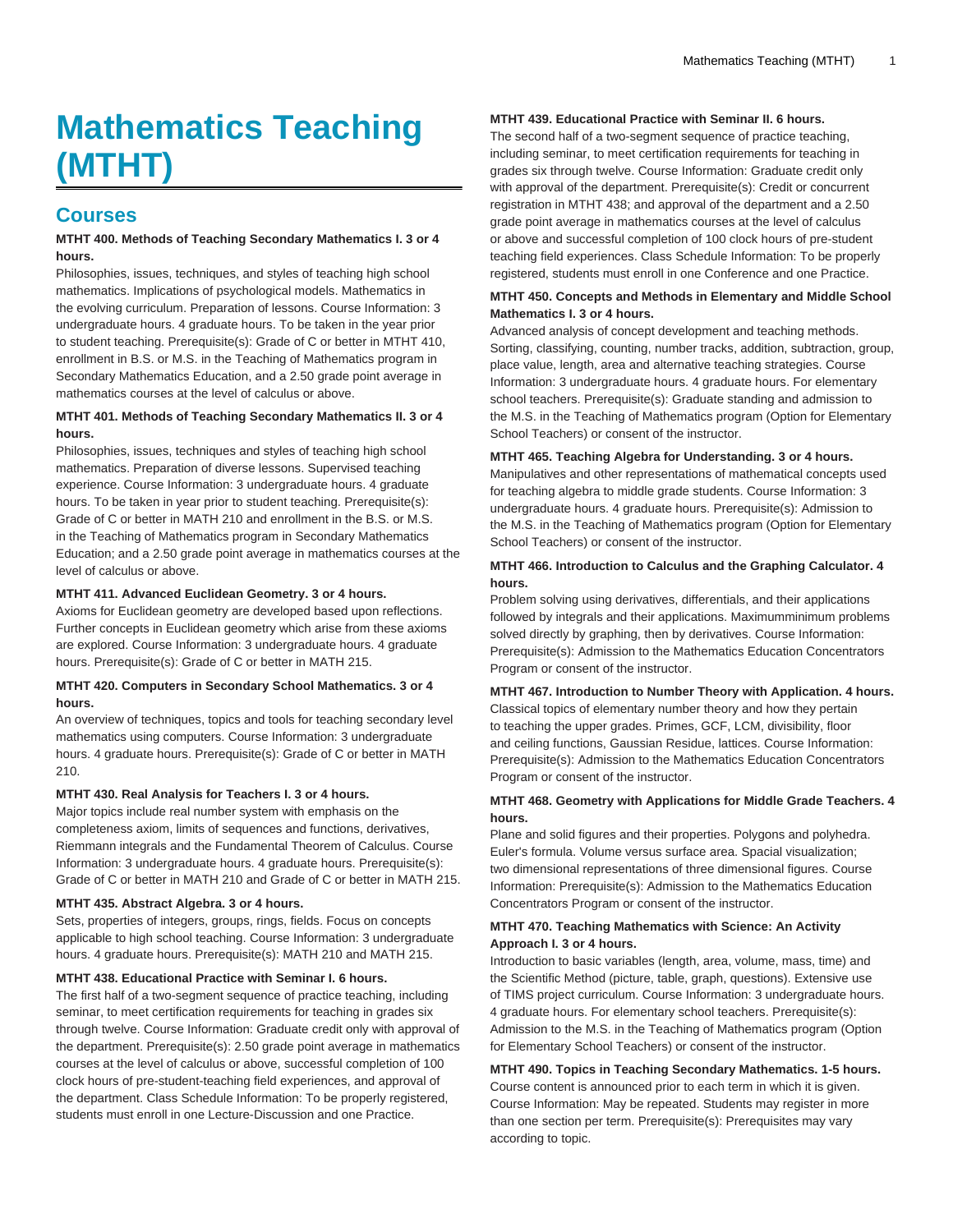# Mathematics Teaching (MTHT)

## Courses

**MTHT 400. Methods of Teaching Secondary Mathematics I. 3 or 4 hours.**
Philosophies, issues, techniques, and styles of teaching high school mathematics. Implications of psychological models. Mathematics in the evolving curriculum. Preparation of lessons. Course Information: 3 undergraduate hours. 4 graduate hours. To be taken in the year prior to student teaching. Prerequisite(s): Grade of C or better in MTHT 410, enrollment in B.S. or M.S. in the Teaching of Mathematics program in Secondary Mathematics Education, and a 2.50 grade point average in mathematics courses at the level of calculus or above.

**MTHT 401. Methods of Teaching Secondary Mathematics II. 3 or 4 hours.**
Philosophies, issues, techniques and styles of teaching high school mathematics. Preparation of diverse lessons. Supervised teaching experience. Course Information: 3 undergraduate hours. 4 graduate hours. To be taken in year prior to student teaching. Prerequisite(s): Grade of C or better in MATH 210 and enrollment in the B.S. or M.S. in the Teaching of Mathematics program in Secondary Mathematics Education; and a 2.50 grade point average in mathematics courses at the level of calculus or above.

**MTHT 411. Advanced Euclidean Geometry. 3 or 4 hours.**
Axioms for Euclidean geometry are developed based upon reflections. Further concepts in Euclidean geometry which arise from these axioms are explored. Course Information: 3 undergraduate hours. 4 graduate hours. Prerequisite(s): Grade of C or better in MATH 215.

**MTHT 420. Computers in Secondary School Mathematics. 3 or 4 hours.**
An overview of techniques, topics and tools for teaching secondary level mathematics using computers. Course Information: 3 undergraduate hours. 4 graduate hours. Prerequisite(s): Grade of C or better in MATH 210.

**MTHT 430. Real Analysis for Teachers I. 3 or 4 hours.**
Major topics include real number system with emphasis on the completeness axiom, limits of sequences and functions, derivatives, Riemmann integrals and the Fundamental Theorem of Calculus. Course Information: 3 undergraduate hours. 4 graduate hours. Prerequisite(s): Grade of C or better in MATH 210 and Grade of C or better in MATH 215.

**MTHT 435. Abstract Algebra. 3 or 4 hours.**
Sets, properties of integers, groups, rings, fields. Focus on concepts applicable to high school teaching. Course Information: 3 undergraduate hours. 4 graduate hours. Prerequisite(s): MATH 210 and MATH 215.

**MTHT 438. Educational Practice with Seminar I. 6 hours.**
The first half of a two-segment sequence of practice teaching, including seminar, to meet certification requirements for teaching in grades six through twelve. Course Information: Graduate credit only with approval of the department. Prerequisite(s): 2.50 grade point average in mathematics courses at the level of calculus or above, successful completion of 100 clock hours of pre-student-teaching field experiences, and approval of the department. Class Schedule Information: To be properly registered, students must enroll in one Lecture-Discussion and one Practice.

**MTHT 439. Educational Practice with Seminar II. 6 hours.**
The second half of a two-segment sequence of practice teaching, including seminar, to meet certification requirements for teaching in grades six through twelve. Course Information: Graduate credit only with approval of the department. Prerequisite(s): Credit or concurrent registration in MTHT 438; and approval of the department and a 2.50 grade point average in mathematics courses at the level of calculus or above and successful completion of 100 clock hours of pre-student teaching field experiences. Class Schedule Information: To be properly registered, students must enroll in one Conference and one Practice.

**MTHT 450. Concepts and Methods in Elementary and Middle School Mathematics I. 3 or 4 hours.**
Advanced analysis of concept development and teaching methods. Sorting, classifying, counting, number tracks, addition, subtraction, group, place value, length, area and alternative teaching strategies. Course Information: 3 undergraduate hours. 4 graduate hours. For elementary school teachers. Prerequisite(s): Graduate standing and admission to the M.S. in the Teaching of Mathematics program (Option for Elementary School Teachers) or consent of the instructor.

**MTHT 465. Teaching Algebra for Understanding. 3 or 4 hours.**
Manipulatives and other representations of mathematical concepts used for teaching algebra to middle grade students. Course Information: 3 undergraduate hours. 4 graduate hours. Prerequisite(s): Admission to the M.S. in the Teaching of Mathematics program (Option for Elementary School Teachers) or consent of the instructor.

**MTHT 466. Introduction to Calculus and the Graphing Calculator. 4 hours.**
Problem solving using derivatives, differentials, and their applications followed by integrals and their applications. Maximumminimum problems solved directly by graphing, then by derivatives. Course Information: Prerequisite(s): Admission to the Mathematics Education Concentrators Program or consent of the instructor.

**MTHT 467. Introduction to Number Theory with Application. 4 hours.**
Classical topics of elementary number theory and how they pertain to teaching the upper grades. Primes, GCF, LCM, divisibility, floor and ceiling functions, Gaussian Residue, lattices. Course Information: Prerequisite(s): Admission to the Mathematics Education Concentrators Program or consent of the instructor.

**MTHT 468. Geometry with Applications for Middle Grade Teachers. 4 hours.**
Plane and solid figures and their properties. Polygons and polyhedra. Euler's formula. Volume versus surface area. Spacial visualization; two dimensional representations of three dimensional figures. Course Information: Prerequisite(s): Admission to the Mathematics Education Concentrators Program or consent of the instructor.

**MTHT 470. Teaching Mathematics with Science: An Activity Approach I. 3 or 4 hours.**
Introduction to basic variables (length, area, volume, mass, time) and the Scientific Method (picture, table, graph, questions). Extensive use of TIMS project curriculum. Course Information: 3 undergraduate hours. 4 graduate hours. For elementary school teachers. Prerequisite(s): Admission to the M.S. in the Teaching of Mathematics program (Option for Elementary School Teachers) or consent of the instructor.

**MTHT 490. Topics in Teaching Secondary Mathematics. 1-5 hours.**
Course content is announced prior to each term in which it is given. Course Information: May be repeated. Students may register in more than one section per term. Prerequisite(s): Prerequisites may vary according to topic.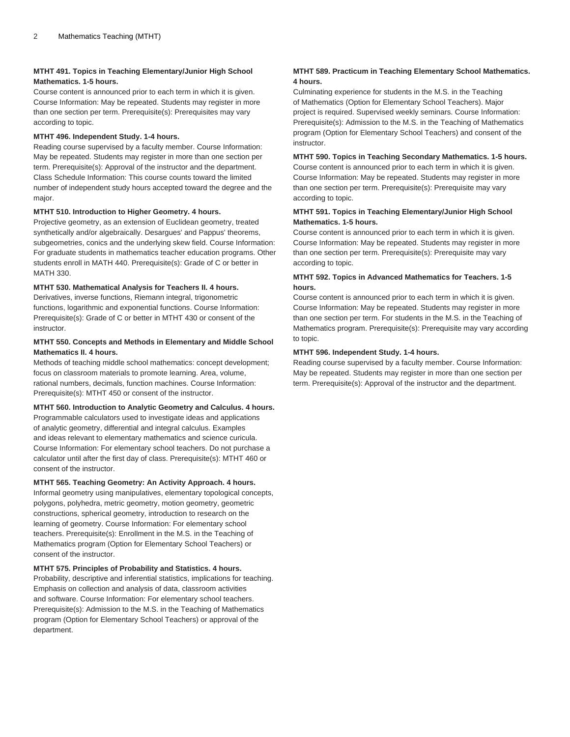**MTHT 491. Topics in Teaching Elementary/Junior High School Mathematics. 1-5 hours.**

Course content is announced prior to each term in which it is given. Course Information: May be repeated. Students may register in more than one section per term. Prerequisite(s): Prerequisites may vary according to topic.

**MTHT 496. Independent Study. 1-4 hours.**

Reading course supervised by a faculty member. Course Information: May be repeated. Students may register in more than one section per term. Prerequisite(s): Approval of the instructor and the department. Class Schedule Information: This course counts toward the limited number of independent study hours accepted toward the degree and the major.

**MTHT 510. Introduction to Higher Geometry. 4 hours.**

Projective geometry, as an extension of Euclidean geometry, treated synthetically and/or algebraically. Desargues' and Pappus' theorems, subgeometries, conics and the underlying skew field. Course Information: For graduate students in mathematics teacher education programs. Other students enroll in MATH 440. Prerequisite(s): Grade of C or better in MATH 330.

**MTHT 530. Mathematical Analysis for Teachers II. 4 hours.**

Derivatives, inverse functions, Riemann integral, trigonometric functions, logarithmic and exponential functions. Course Information: Prerequisite(s): Grade of C or better in MTHT 430 or consent of the instructor.

**MTHT 550. Concepts and Methods in Elementary and Middle School Mathematics II. 4 hours.**

Methods of teaching middle school mathematics: concept development; focus on classroom materials to promote learning. Area, volume, rational numbers, decimals, function machines. Course Information: Prerequisite(s): MTHT 450 or consent of the instructor.

**MTHT 560. Introduction to Analytic Geometry and Calculus. 4 hours.**

Programmable calculators used to investigate ideas and applications of analytic geometry, differential and integral calculus. Examples and ideas relevant to elementary mathematics and science curicula. Course Information: For elementary school teachers. Do not purchase a calculator until after the first day of class. Prerequisite(s): MTHT 460 or consent of the instructor.

**MTHT 565. Teaching Geometry: An Activity Approach. 4 hours.**

Informal geometry using manipulatives, elementary topological concepts, polygons, polyhedra, metric geometry, motion geometry, geometric constructions, spherical geometry, introduction to research on the learning of geometry. Course Information: For elementary school teachers. Prerequisite(s): Enrollment in the M.S. in the Teaching of Mathematics program (Option for Elementary School Teachers) or consent of the instructor.

**MTHT 575. Principles of Probability and Statistics. 4 hours.**

Probability, descriptive and inferential statistics, implications for teaching. Emphasis on collection and analysis of data, classroom activities and software. Course Information: For elementary school teachers. Prerequisite(s): Admission to the M.S. in the Teaching of Mathematics program (Option for Elementary School Teachers) or approval of the department.

**MTHT 589. Practicum in Teaching Elementary School Mathematics. 4 hours.**

Culminating experience for students in the M.S. in the Teaching of Mathematics (Option for Elementary School Teachers). Major project is required. Supervised weekly seminars. Course Information: Prerequisite(s): Admission to the M.S. in the Teaching of Mathematics program (Option for Elementary School Teachers) and consent of the instructor.

**MTHT 590. Topics in Teaching Secondary Mathematics. 1-5 hours.**

Course content is announced prior to each term in which it is given. Course Information: May be repeated. Students may register in more than one section per term. Prerequisite(s): Prerequisite may vary according to topic.

**MTHT 591. Topics in Teaching Elementary/Junior High School Mathematics. 1-5 hours.**

Course content is announced prior to each term in which it is given. Course Information: May be repeated. Students may register in more than one section per term. Prerequisite(s): Prerequisite may vary according to topic.

**MTHT 592. Topics in Advanced Mathematics for Teachers. 1-5 hours.**

Course content is announced prior to each term in which it is given. Course Information: May be repeated. Students may register in more than one section per term. For students in the M.S. in the Teaching of Mathematics program. Prerequisite(s): Prerequisite may vary according to topic.

**MTHT 596. Independent Study. 1-4 hours.**

Reading course supervised by a faculty member. Course Information: May be repeated. Students may register in more than one section per term. Prerequisite(s): Approval of the instructor and the department.